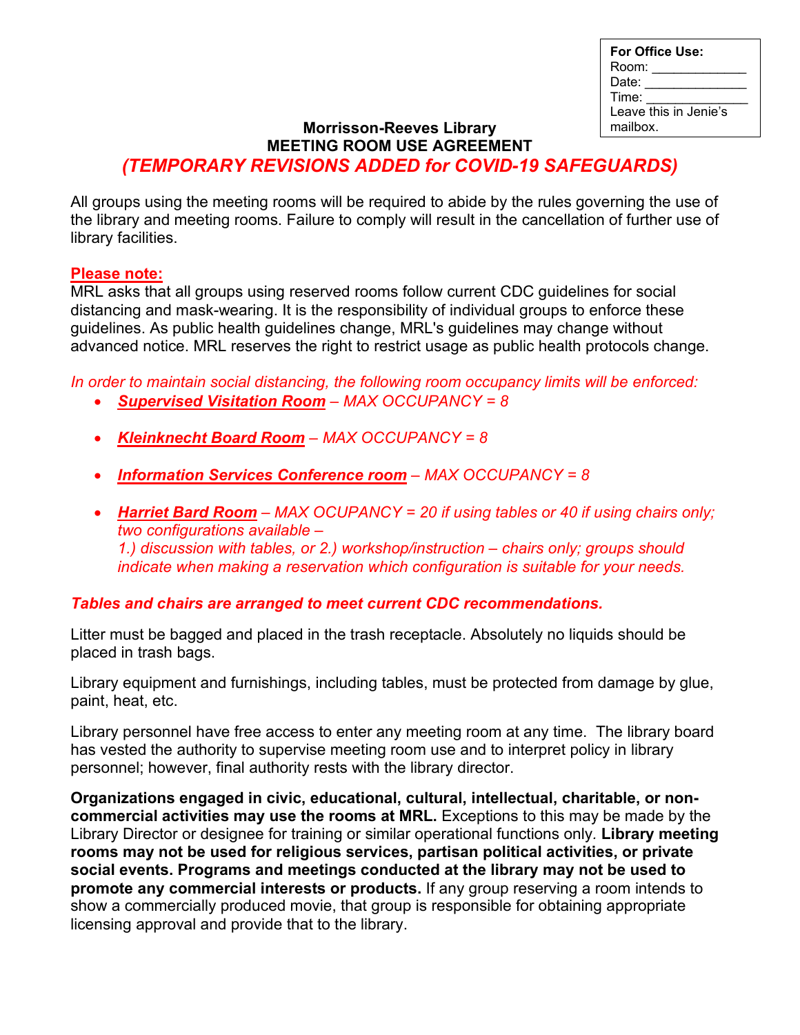**For Office Use:**
Room: _____________
Date: ______________
Time: ______________
Leave this in Jenie's mailbox.

**Morrisson-Reeves Library**
**MEETING ROOM USE AGREEMENT**
***(TEMPORARY REVISIONS ADDED for COVID-19 SAFEGUARDS)***

All groups using the meeting rooms will be required to abide by the rules governing the use of the library and meeting rooms. Failure to comply will result in the cancellation of further use of library facilities.

**Please note:**
MRL asks that all groups using reserved rooms follow current CDC guidelines for social distancing and mask-wearing. It is the responsibility of individual groups to enforce these guidelines. As public health guidelines change, MRL's guidelines may change without advanced notice. MRL reserves the right to restrict usage as public health protocols change.

*In order to maintain social distancing, the following room occupancy limits will be enforced:*

- ***Supervised Visitation Room*** *– MAX OCCUPANCY = 8*
- ***Kleinknecht Board Room*** *– MAX OCCUPANCY = 8*
- ***Information Services Conference room*** *– MAX OCCUPANCY = 8*
- ***Harriet Bard Room*** *– MAX OCUPANCY = 20 if using tables or 40 if using chairs only; two configurations available –*
  *1.) discussion with tables, or 2.) workshop/instruction – chairs only; groups should indicate when making a reservation which configuration is suitable for your needs.*

***Tables and chairs are arranged to meet current CDC recommendations.***

Litter must be bagged and placed in the trash receptacle. Absolutely no liquids should be placed in trash bags.

Library equipment and furnishings, including tables, must be protected from damage by glue, paint, heat, etc.

Library personnel have free access to enter any meeting room at any time. The library board has vested the authority to supervise meeting room use and to interpret policy in library personnel; however, final authority rests with the library director.

**Organizations engaged in civic, educational, cultural, intellectual, charitable, or non-commercial activities may use the rooms at MRL.** Exceptions to this may be made by the Library Director or designee for training or similar operational functions only. **Library meeting rooms may not be used for religious services, partisan political activities, or private social events. Programs and meetings conducted at the library may not be used to promote any commercial interests or products.** If any group reserving a room intends to show a commercially produced movie, that group is responsible for obtaining appropriate licensing approval and provide that to the library.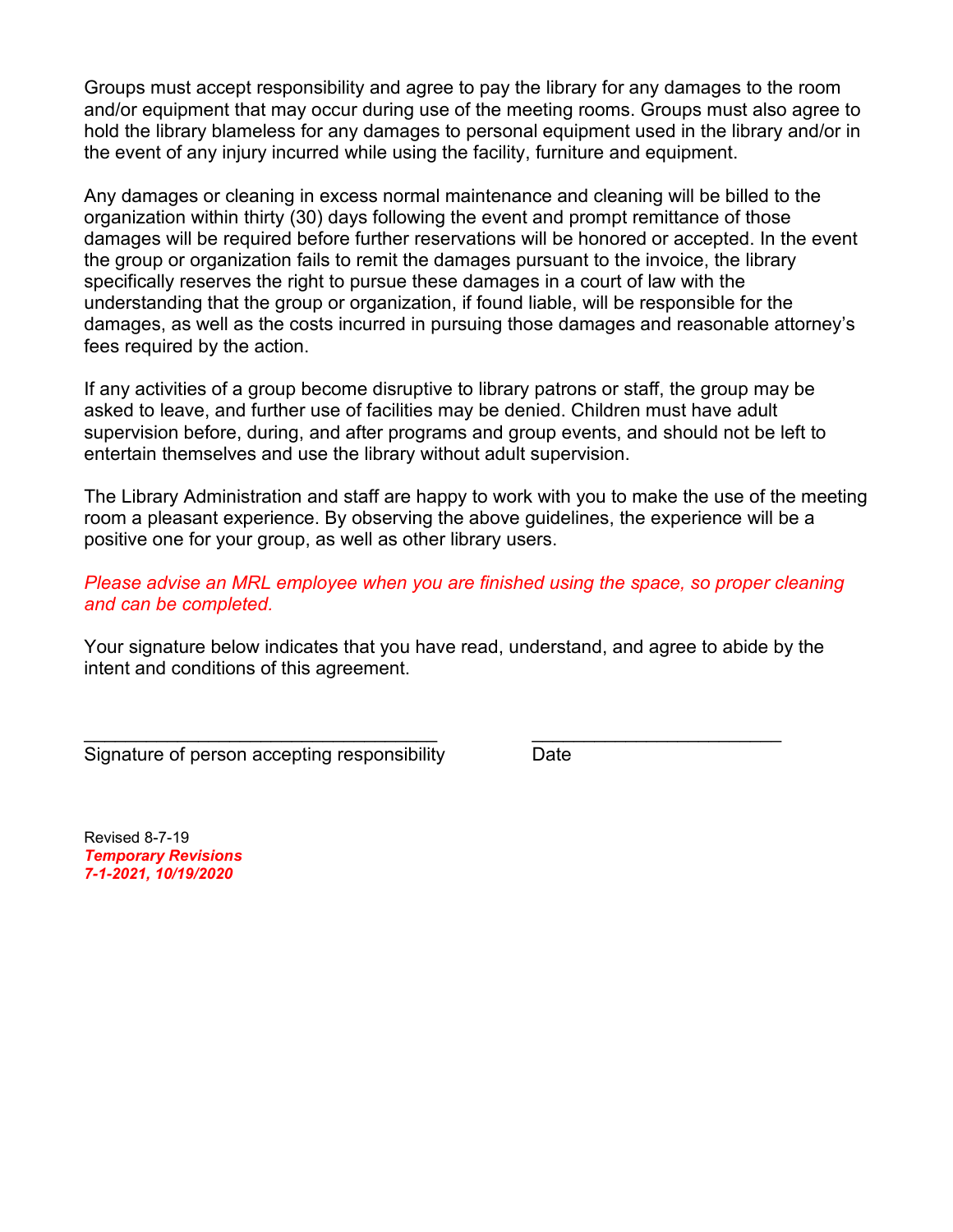Groups must accept responsibility and agree to pay the library for any damages to the room and/or equipment that may occur during use of the meeting rooms. Groups must also agree to hold the library blameless for any damages to personal equipment used in the library and/or in the event of any injury incurred while using the facility, furniture and equipment.

Any damages or cleaning in excess normal maintenance and cleaning will be billed to the organization within thirty (30) days following the event and prompt remittance of those damages will be required before further reservations will be honored or accepted. In the event the group or organization fails to remit the damages pursuant to the invoice, the library specifically reserves the right to pursue these damages in a court of law with the understanding that the group or organization, if found liable, will be responsible for the damages, as well as the costs incurred in pursuing those damages and reasonable attorney's fees required by the action.

If any activities of a group become disruptive to library patrons or staff, the group may be asked to leave, and further use of facilities may be denied. Children must have adult supervision before, during, and after programs and group events, and should not be left to entertain themselves and use the library without adult supervision.

The Library Administration and staff are happy to work with you to make the use of the meeting room a pleasant experience. By observing the above guidelines, the experience will be a positive one for your group, as well as other library users.

*Please advise an MRL employee when you are finished using the space, so proper cleaning and can be completed.*

Your signature below indicates that you have read, understand, and agree to abide by the intent and conditions of this agreement.

\_\_\_\_\_\_\_\_\_\_\_\_\_\_\_\_\_\_\_\_\_\_\_\_\_\_\_\_\_\_\_\_\_\_\_ \_\_\_\_\_\_\_\_\_\_\_\_\_\_\_\_\_\_\_\_\_\_\_\_\_

Signature of person accepting responsibility Date

Revised 8-7-19

***Temporary Revisions***
***7-1-2021, 10/19/2020***